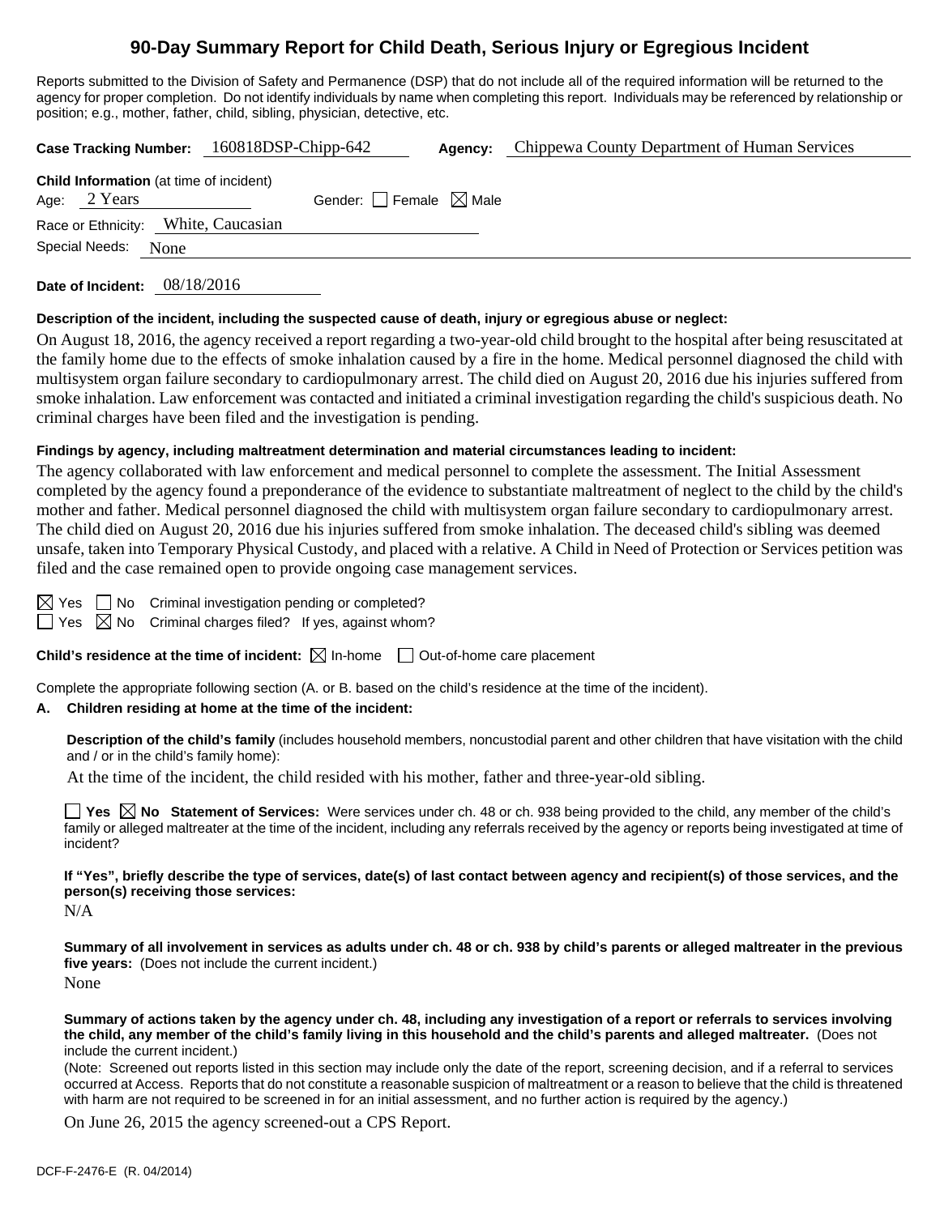# 90-Day Summary Report for Child Death, Serious Injury or Egregious Incident

Reports submitted to the Division of Safety and Permanence (DSP) that do not include all of the required information will be returned to the agency for proper completion. Do not identify individuals by name when completing this report. Individuals may be referenced by relationship or position; e.g., mother, father, child, sibling, physician, detective, etc.

**Case Tracking Number:** 160818DSP-Chipp-642 **Agency:** Chippewa County Department of Human Services

**Child Information** (at time of incident)

Age: 2 Years Gender: ☐ Female ☒ Male

Race or Ethnicity: White, Caucasian

Special Needs: None

**Date of Incident:** 08/18/2016

**Description of the incident, including the suspected cause of death, injury or egregious abuse or neglect:**

On August 18, 2016, the agency received a report regarding a two-year-old child brought to the hospital after being resuscitated at the family home due to the effects of smoke inhalation caused by a fire in the home. Medical personnel diagnosed the child with multisystem organ failure secondary to cardiopulmonary arrest. The child died on August 20, 2016 due his injuries suffered from smoke inhalation. Law enforcement was contacted and initiated a criminal investigation regarding the child's suspicious death. No criminal charges have been filed and the investigation is pending.

**Findings by agency, including maltreatment determination and material circumstances leading to incident:**

The agency collaborated with law enforcement and medical personnel to complete the assessment. The Initial Assessment completed by the agency found a preponderance of the evidence to substantiate maltreatment of neglect to the child by the child's mother and father. Medical personnel diagnosed the child with multisystem organ failure secondary to cardiopulmonary arrest. The child died on August 20, 2016 due his injuries suffered from smoke inhalation. The deceased child's sibling was deemed unsafe, taken into Temporary Physical Custody, and placed with a relative. A Child in Need of Protection or Services petition was filed and the case remained open to provide ongoing case management services.

☒ Yes ☐ No Criminal investigation pending or completed?

☐ Yes ☒ No Criminal charges filed? If yes, against whom?

**Child's residence at the time of incident:** ☒ In-home ☐ Out-of-home care placement

Complete the appropriate following section (A. or B. based on the child's residence at the time of the incident).

**A. Children residing at home at the time of the incident:**

**Description of the child's family** (includes household members, noncustodial parent and other children that have visitation with the child and / or in the child's family home):

At the time of the incident, the child resided with his mother, father and three-year-old sibling.

☐ **Yes** ☒ **No** **Statement of Services:** Were services under ch. 48 or ch. 938 being provided to the child, any member of the child's family or alleged maltreater at the time of the incident, including any referrals received by the agency or reports being investigated at time of incident?

**If "Yes", briefly describe the type of services, date(s) of last contact between agency and recipient(s) of those services, and the person(s) receiving those services:**

N/A

**Summary of all involvement in services as adults under ch. 48 or ch. 938 by child's parents or alleged maltreater in the previous five years:** (Does not include the current incident.)

None

**Summary of actions taken by the agency under ch. 48, including any investigation of a report or referrals to services involving the child, any member of the child's family living in this household and the child's parents and alleged maltreater.** (Does not include the current incident.)

(Note: Screened out reports listed in this section may include only the date of the report, screening decision, and if a referral to services occurred at Access. Reports that do not constitute a reasonable suspicion of maltreatment or a reason to believe that the child is threatened with harm are not required to be screened in for an initial assessment, and no further action is required by the agency.)

On June 26, 2015 the agency screened-out a CPS Report.

DCF-F-2476-E (R. 04/2014)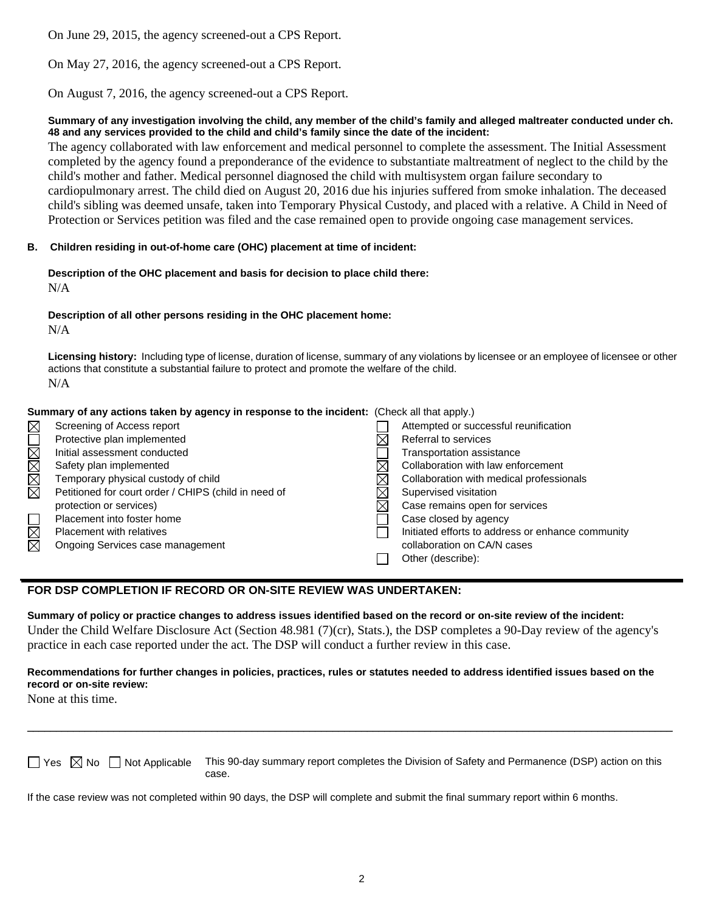On June 29, 2015, the agency screened-out a CPS Report.

On May 27, 2016, the agency screened-out a CPS Report.

On August 7, 2016, the agency screened-out a CPS Report.

**Summary of any investigation involving the child, any member of the child's family and alleged maltreater conducted under ch. 48 and any services provided to the child and child's family since the date of the incident:**

The agency collaborated with law enforcement and medical personnel to complete the assessment. The Initial Assessment completed by the agency found a preponderance of the evidence to substantiate maltreatment of neglect to the child by the child's mother and father. Medical personnel diagnosed the child with multisystem organ failure secondary to cardiopulmonary arrest. The child died on August 20, 2016 due his injuries suffered from smoke inhalation. The deceased child's sibling was deemed unsafe, taken into Temporary Physical Custody, and placed with a relative. A Child in Need of Protection or Services petition was filed and the case remained open to provide ongoing case management services.

**B. Children residing in out-of-home care (OHC) placement at time of incident:**

**Description of the OHC placement and basis for decision to place child there:**

N/A

**Description of all other persons residing in the OHC placement home:**

N/A

**Licensing history:** Including type of license, duration of license, summary of any violations by licensee or an employee of licensee or other actions that constitute a substantial failure to protect and promote the welfare of the child.

N/A

**Summary of any actions taken by agency in response to the incident:** (Check all that apply.)

| | | | |
|---|---|---|---|
| ☒ | Screening of Access report | ☐ | Attempted or successful reunification |
| ☐ | Protective plan implemented | ☒ | Referral to services |
| ☒ | Initial assessment conducted | ☐ | Transportation assistance |
| ☒ | Safety plan implemented | ☒ | Collaboration with law enforcement |
| ☒ | Temporary physical custody of child | ☒ | Collaboration with medical professionals |
| ☒ | Petitioned for court order / CHIPS (child in need of protection or services) | ☒ | Supervised visitation |
| | | ☒ | Case remains open for services |
| ☐ | Placement into foster home | ☐ | Case closed by agency |
| ☒ | Placement with relatives | ☐ | Initiated efforts to address or enhance community collaboration on CA/N cases |
| ☒ | Ongoing Services case management | ☐ | Other (describe): |

## FOR DSP COMPLETION IF RECORD OR ON-SITE REVIEW WAS UNDERTAKEN:

**Summary of policy or practice changes to address issues identified based on the record or on-site review of the incident:**

Under the Child Welfare Disclosure Act (Section 48.981 (7)(cr), Stats.), the DSP completes a 90-Day review of the agency's practice in each case reported under the act. The DSP will conduct a further review in this case.

**Recommendations for further changes in policies, practices, rules or statutes needed to address identified issues based on the record or on-site review:**

None at this time.

---

☐ Yes ☒ No ☐ Not Applicable This 90-day summary report completes the Division of Safety and Permanence (DSP) action on this case.

If the case review was not completed within 90 days, the DSP will complete and submit the final summary report within 6 months.